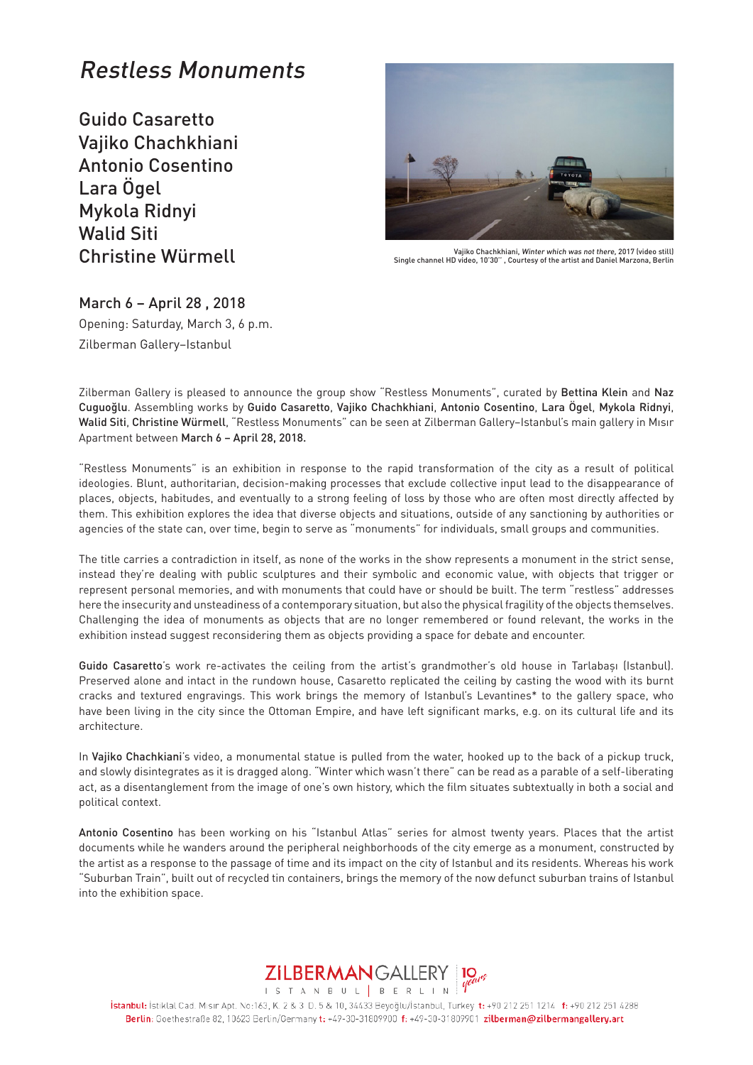# *Restless Monuments*

Guido Casaretto
Vajiko Chachkhiani
Antonio Cosentino
Lara Ögel
Mykola Ridnyi
Walid Siti
Christine Würmell

Vajiko Chachkhiani, *Winter which was not there*, 2017 (video still)
Single channel HD video, 10'30'' , Courtesy of the artist and Daniel Marzona, Berlin

March 6 – April 28 , 2018
Opening: Saturday, March 3, 6 p.m.
Zilberman Gallery–Istanbul

Zilberman Gallery is pleased to announce the group show "Restless Monuments", curated by Bettina Klein and Naz Cuguoğlu. Assembling works by Guido Casaretto, Vajiko Chachkhiani, Antonio Cosentino, Lara Ögel, Mykola Ridnyi, Walid Siti, Christine Würmell, "Restless Monuments" can be seen at Zilberman Gallery–Istanbul's main gallery in Mısır Apartment between March 6 – April 28, 2018.

"Restless Monuments" is an exhibition in response to the rapid transformation of the city as a result of political ideologies. Blunt, authoritarian, decision-making processes that exclude collective input lead to the disappearance of places, objects, habitudes, and eventually to a strong feeling of loss by those who are often most directly affected by them. This exhibition explores the idea that diverse objects and situations, outside of any sanctioning by authorities or agencies of the state can, over time, begin to serve as "monuments" for individuals, small groups and communities.

The title carries a contradiction in itself, as none of the works in the show represents a monument in the strict sense, instead they're dealing with public sculptures and their symbolic and economic value, with objects that trigger or represent personal memories, and with monuments that could have or should be built. The term "restless" addresses here the insecurity and unsteadiness of a contemporary situation, but also the physical fragility of the objects themselves. Challenging the idea of monuments as objects that are no longer remembered or found relevant, the works in the exhibition instead suggest reconsidering them as objects providing a space for debate and encounter.

Guido Casaretto's work re-activates the ceiling from the artist's grandmother's old house in Tarlabaşı (Istanbul). Preserved alone and intact in the rundown house, Casaretto replicated the ceiling by casting the wood with its burnt cracks and textured engravings. This work brings the memory of Istanbul's Levantines* to the gallery space, who have been living in the city since the Ottoman Empire, and have left significant marks, e.g. on its cultural life and its architecture.

In Vajiko Chachkiani's video, a monumental statue is pulled from the water, hooked up to the back of a pickup truck, and slowly disintegrates as it is dragged along. "Winter which wasn't there" can be read as a parable of a self-liberating act, as a disentanglement from the image of one's own history, which the film situates subtextually in both a social and political context.

Antonio Cosentino has been working on his "Istanbul Atlas" series for almost twenty years. Places that the artist documents while he wanders around the peripheral neighborhoods of the city emerge as a monument, constructed by the artist as a response to the passage of time and its impact on the city of Istanbul and its residents. Whereas his work "Suburban Train", built out of recycled tin containers, brings the memory of the now defunct suburban trains of Istanbul into the exhibition space.

ZILBERMAN GALLERY
ISTANBUL | BERLIN
10 years

İstanbul: İstiklal Cad. Mısır Apt. No:163, K. 2 & 3 D. 5 & 10, 34433 Beyoğlu/İstanbul, Turkey t: +90 212 251 1214 f: +90 212 251 4288
Berlin: Goethestraße 82, 10623 Berlin/Germany t: +49-30-31809900 f: +49-30-31809901 zilberman@zilbermangallery.art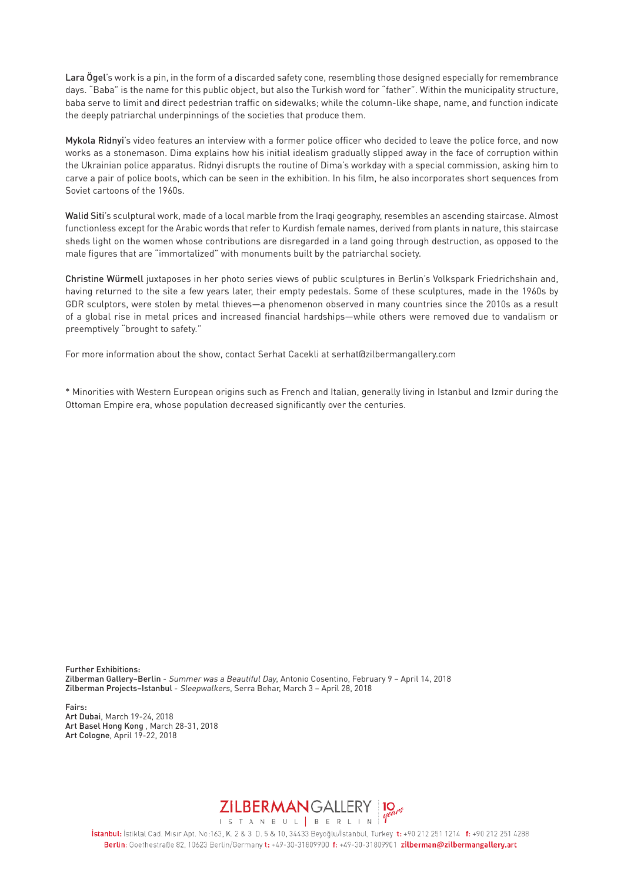**Lara Ögel**'s work is a pin, in the form of a discarded safety cone, resembling those designed especially for remembrance days. "Baba" is the name for this public object, but also the Turkish word for "father". Within the municipality structure, baba serve to limit and direct pedestrian traffic on sidewalks; while the column-like shape, name, and function indicate the deeply patriarchal underpinnings of the societies that produce them.

**Mykola Ridnyi**'s video features an interview with a former police officer who decided to leave the police force, and now works as a stonemason. Dima explains how his initial idealism gradually slipped away in the face of corruption within the Ukrainian police apparatus. Ridnyi disrupts the routine of Dima's workday with a special commission, asking him to carve a pair of police boots, which can be seen in the exhibition. In his film, he also incorporates short sequences from Soviet cartoons of the 1960s.

**Walid Siti**'s sculptural work, made of a local marble from the Iraqi geography, resembles an ascending staircase. Almost functionless except for the Arabic words that refer to Kurdish female names, derived from plants in nature, this staircase sheds light on the women whose contributions are disregarded in a land going through destruction, as opposed to the male figures that are "immortalized" with monuments built by the patriarchal society.

**Christine Würmell** juxtaposes in her photo series views of public sculptures in Berlin's Volkspark Friedrichshain and, having returned to the site a few years later, their empty pedestals. Some of these sculptures, made in the 1960s by GDR sculptors, were stolen by metal thieves—a phenomenon observed in many countries since the 2010s as a result of a global rise in metal prices and increased financial hardships—while others were removed due to vandalism or preemptively "brought to safety."

For more information about the show, contact Serhat Cacekli at serhat@zilbermangallery.com

* Minorities with Western European origins such as French and Italian, generally living in Istanbul and Izmir during the Ottoman Empire era, whose population decreased significantly over the centuries.

**Further Exhibitions:**
**Zilberman Gallery–Berlin** - *Summer was a Beautiful Day*, Antonio Cosentino, February 9 – April 14, 2018
**Zilberman Projects–Istanbul** - *Sleepwalkers*, Serra Behar, March 3 – April 28, 2018

**Fairs:**
**Art Dubai**, March 19-24, 2018
**Art Basel Hong Kong** , March 28-31, 2018
**Art Cologne**, April 19-22, 2018

ZILBERMAN GALLERY
ISTANBUL | BERLIN
10 years

**İstanbul:** İstiklal Cad. Mısır Apt. No:163, K. 2 & 3 D. 5 & 10, 34433 Beyoğlu/İstanbul, Turkey t: +90 212 251 1214 f: +90 212 251 4288
**Berlin:** Goethestraße 82, 10623 Berlin/Germany t: +49-30-31809900 f: +49-30-31809901 zilberman@zilbermangallery.art